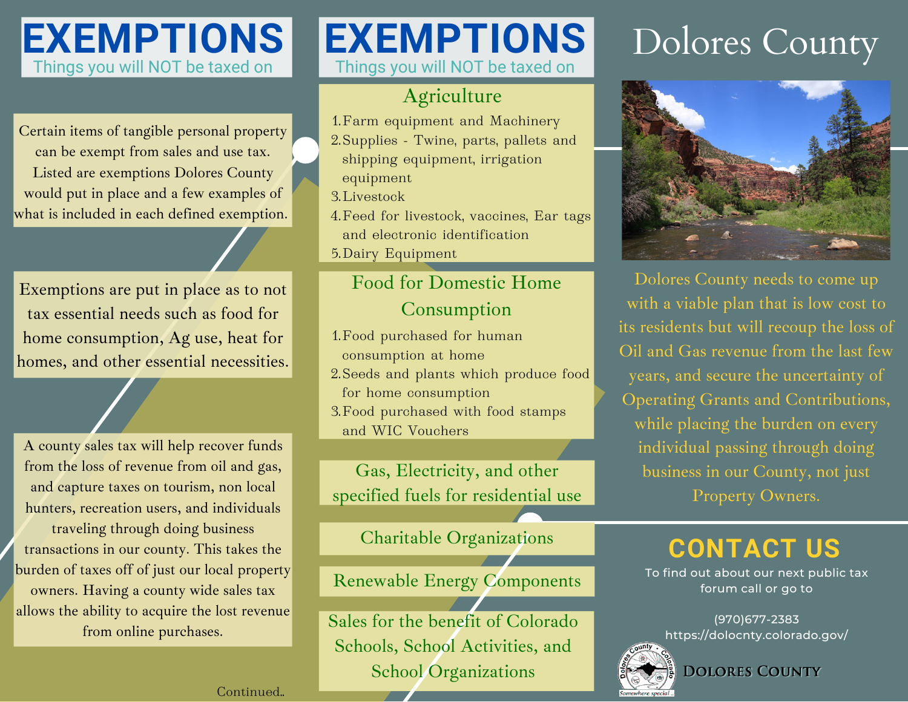# EXEMPTIONS

Things you will NOT be taxed on

Certain items of tangible personal property can be exempt from sales and use tax. Listed are exemptions Dolores County would put in place and a few examples of what is included in each defined exemption.

Exemptions are put in place as to not tax essential needs such as food for home consumption, Ag use, heat for homes, and other essential necessities.

A county sales tax will help recover funds from the loss of revenue from oil and gas, and capture taxes on tourism, non local hunters, recreation users, and individuals traveling through doing business transactions in our county. This takes the burden of taxes off of just our local property owners. Having a county wide sales tax allows the ability to acquire the lost revenue from online purchases.

Continued..

# EXEMPTIONS

Things you will NOT be taxed on

## Agriculture

1. Farm equipment and Machinery
2. Supplies - Twine, parts, pallets and shipping equipment, irrigation equipment
3. Livestock
4. Feed for livestock, vaccines, Ear tags and electronic identification
5. Dairy Equipment

## Food for Domestic Home Consumption

1. Food purchased for human consumption at home
2. Seeds and plants which produce food for home consumption
3. Food purchased with food stamps and WIC Vouchers

## Gas, Electricity, and other specified fuels for residential use

## Charitable Organizations

## Renewable Energy Components

## Sales for the benefit of Colorado Schools, School Activities, and School Organizations

# Dolores County

Dolores County needs to come up with a viable plan that is low cost to its residents but will recoup the loss of Oil and Gas revenue from the last few years, and secure the uncertainty of Operating Grants and Contributions, while placing the burden on every individual passing through doing business in our County, not just Property Owners.

## CONTACT US

To find out about our next public tax forum call or go to

(970)677-2383
https://dolocnty.colorado.gov/

Dolores County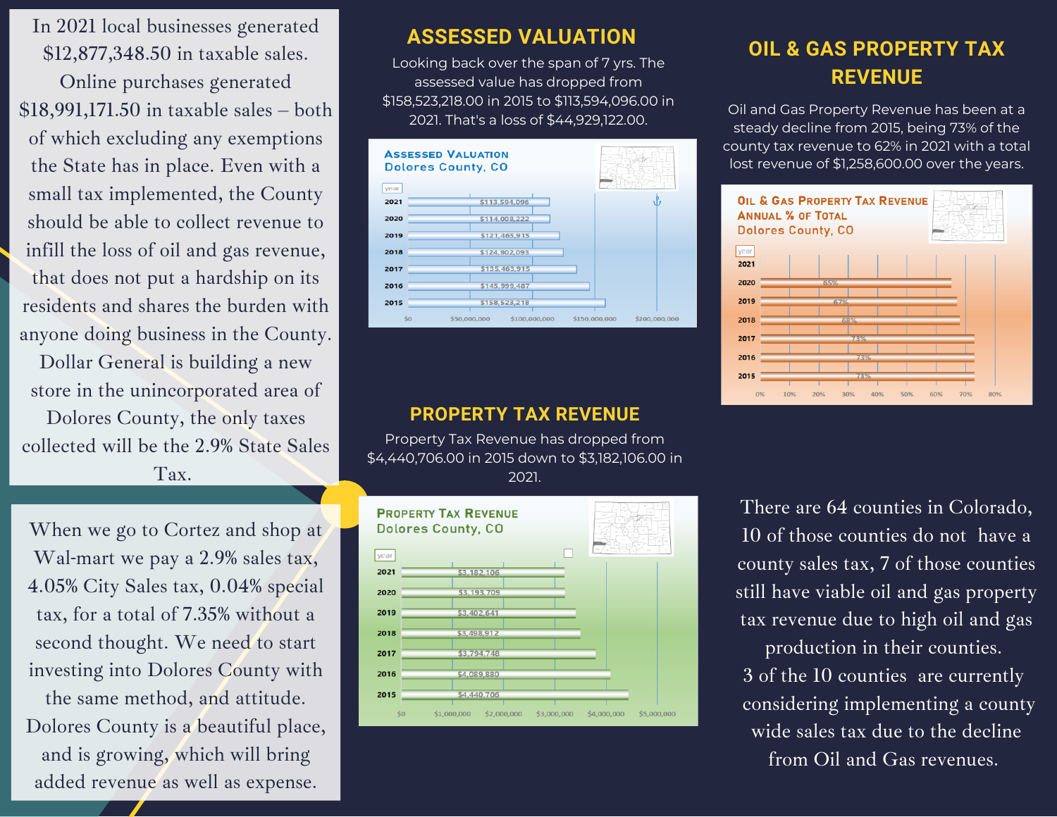In 2021 local businesses generated $12,877,348.50 in taxable sales. Online purchases generated $18,991,171.50 in taxable sales – both of which excluding any exemptions the State has in place. Even with a small tax implemented, the County should be able to collect revenue to infill the loss of oil and gas revenue, that does not put a hardship on its residents and shares the burden with anyone doing business in the County. Dollar General is building a new store in the unincorporated area of Dolores County, the only taxes collected will be the 2.9% State Sales Tax.

When we go to Cortez and shop at Wal-mart we pay a 2.9% sales tax, 4.05% City Sales tax, 0.04% special tax, for a total of 7.35% without a second thought. We need to start investing into Dolores County with the same method, and attitude. Dolores County is a beautiful place, and is growing, which will bring added revenue as well as expense.

## ASSESSED VALUATION

Looking back over the span of 7 yrs. The assessed value has dropped from $158,523,218.00 in 2015 to $113,594,096.00 in 2021. That's a loss of $44,929,122.00.

Assessed Valuation
Dolores County, CO

year
2021 $113,594,096
2020 $114,008,222
2019 $121,465,915
2018 $124,902,093
2017 $135,463,915
2016 $145,999,487
2015 $158,523,218

$0 $50,000,000 $100,000,000 $150,000,000 $200,000,000

## PROPERTY TAX REVENUE

Property Tax Revenue has dropped from $4,440,706.00 in 2015 down to $3,182,106.00 in 2021.

Property Tax Revenue
Dolores County, CO

year
2021 $3,182,106
2020 $3,193,709
2019 $3,402,641
2018 $3,498,912
2017 $3,794,748
2016 $4,089,880
2015 $4,440,706

$0 $1,000,000 $2,000,000 $3,000,000 $4,000,000 $5,000,000

## OIL & GAS PROPERTY TAX REVENUE

Oil and Gas Property Revenue has been at a steady decline from 2015, being 73% of the county tax revenue to 62% in 2021 with a total lost revenue of $1,258,600.00 over the years.

Oil & Gas Property Tax Revenue
Annual % of Total
Dolores County, CO

year
2021
2020 65%
2019 67%
2018 68%
2017 73%
2016 73%
2015 73%

0% 10% 20% 30% 40% 50% 60% 70% 80%

There are 64 counties in Colorado, 10 of those counties do not have a county sales tax, 7 of those counties still have viable oil and gas property tax revenue due to high oil and gas production in their counties.
3 of the 10 counties are currently considering implementing a county wide sales tax due to the decline from Oil and Gas revenues.